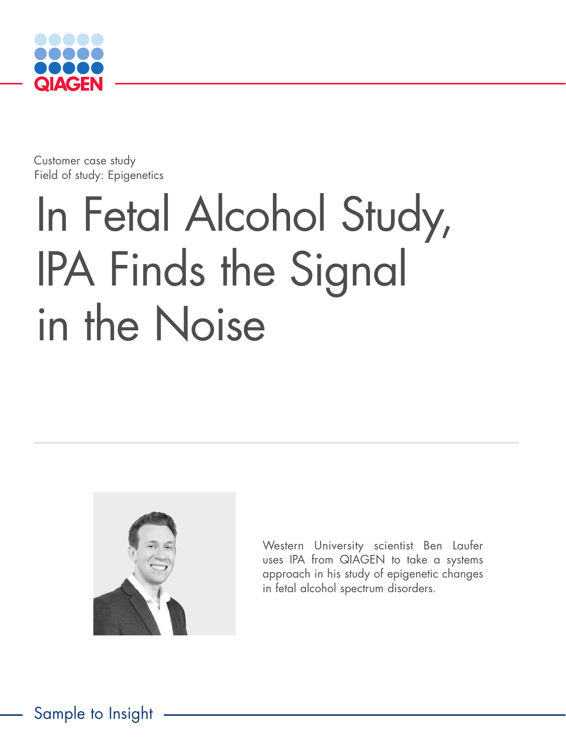QIAGEN

Customer case study
Field of study: Epigenetics

# In Fetal Alcohol Study, IPA Finds the Signal in the Noise

Western University scientist Ben Laufer uses IPA from QIAGEN to take a systems approach in his study of epigenetic changes in fetal alcohol spectrum disorders.

Sample to Insight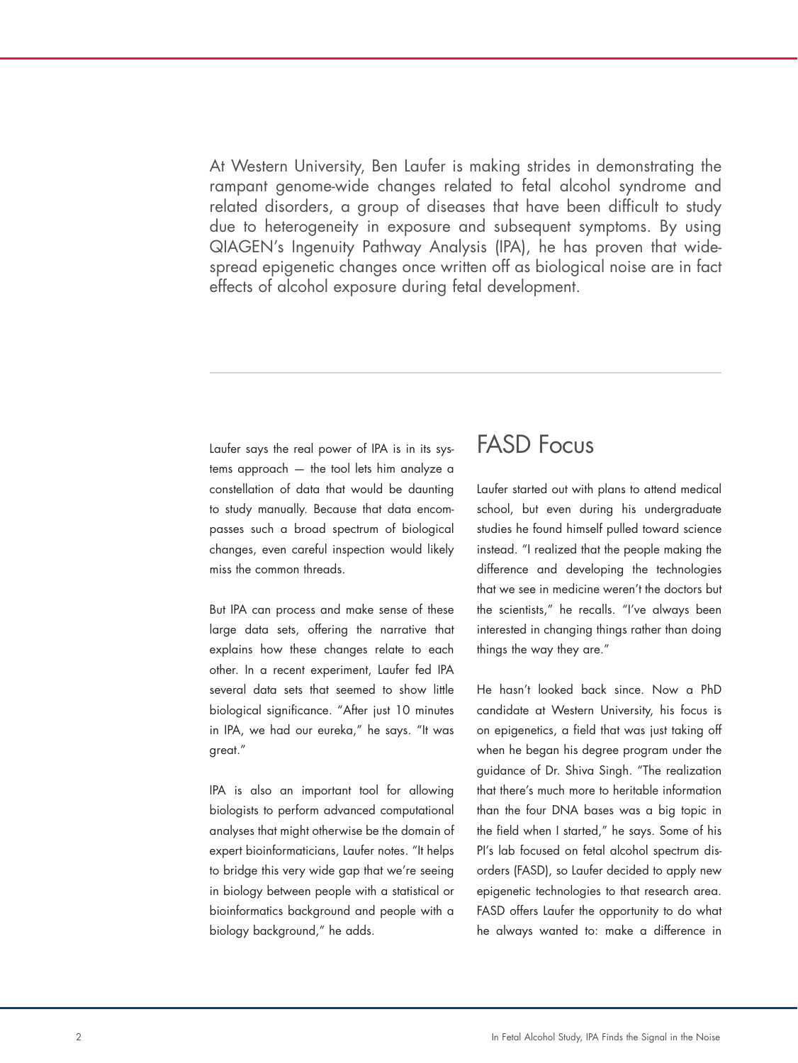At Western University, Ben Laufer is making strides in demonstrating the rampant genome-wide changes related to fetal alcohol syndrome and related disorders, a group of diseases that have been difficult to study due to heterogeneity in exposure and subsequent symptoms. By using QIAGEN's Ingenuity Pathway Analysis (IPA), he has proven that widespread epigenetic changes once written off as biological noise are in fact effects of alcohol exposure during fetal development.

---

Laufer says the real power of IPA is in its systems approach — the tool lets him analyze a constellation of data that would be daunting to study manually. Because that data encompasses such a broad spectrum of biological changes, even careful inspection would likely miss the common threads.

But IPA can process and make sense of these large data sets, offering the narrative that explains how these changes relate to each other. In a recent experiment, Laufer fed IPA several data sets that seemed to show little biological significance. "After just 10 minutes in IPA, we had our eureka," he says. "It was great."

IPA is also an important tool for allowing biologists to perform advanced computational analyses that might otherwise be the domain of expert bioinformaticians, Laufer notes. "It helps to bridge this very wide gap that we're seeing in biology between people with a statistical or bioinformatics background and people with a biology background," he adds.

## FASD Focus

Laufer started out with plans to attend medical school, but even during his undergraduate studies he found himself pulled toward science instead. "I realized that the people making the difference and developing the technologies that we see in medicine weren't the doctors but the scientists," he recalls. "I've always been interested in changing things rather than doing things the way they are."

He hasn't looked back since. Now a PhD candidate at Western University, his focus is on epigenetics, a field that was just taking off when he began his degree program under the guidance of Dr. Shiva Singh. "The realization that there's much more to heritable information than the four DNA bases was a big topic in the field when I started," he says. Some of his PI's lab focused on fetal alcohol spectrum disorders (FASD), so Laufer decided to apply new epigenetic technologies to that research area. FASD offers Laufer the opportunity to do what he always wanted to: make a difference in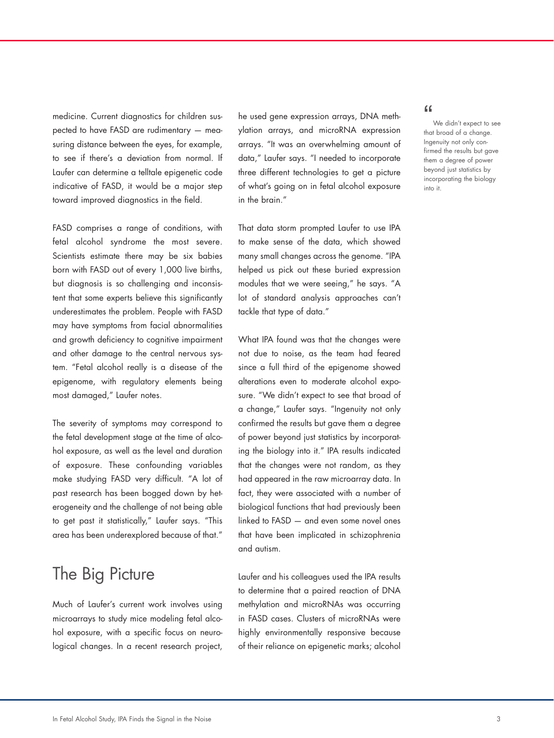medicine. Current diagnostics for children suspected to have FASD are rudimentary — measuring distance between the eyes, for example, to see if there's a deviation from normal. If Laufer can determine a telltale epigenetic code indicative of FASD, it would be a major step toward improved diagnostics in the field.

FASD comprises a range of conditions, with fetal alcohol syndrome the most severe. Scientists estimate there may be six babies born with FASD out of every 1,000 live births, but diagnosis is so challenging and inconsistent that some experts believe this significantly underestimates the problem. People with FASD may have symptoms from facial abnormalities and growth deficiency to cognitive impairment and other damage to the central nervous system. "Fetal alcohol really is a disease of the epigenome, with regulatory elements being most damaged," Laufer notes.

The severity of symptoms may correspond to the fetal development stage at the time of alcohol exposure, as well as the level and duration of exposure. These confounding variables make studying FASD very difficult. "A lot of past research has been bogged down by heterogeneity and the challenge of not being able to get past it statistically," Laufer says. "This area has been underexplored because of that."

## The Big Picture

Much of Laufer's current work involves using microarrays to study mice modeling fetal alcohol exposure, with a specific focus on neurological changes. In a recent research project, he used gene expression arrays, DNA methylation arrays, and microRNA expression arrays. "It was an overwhelming amount of data," Laufer says. "I needed to incorporate three different technologies to get a picture of what's going on in fetal alcohol exposure in the brain."

That data storm prompted Laufer to use IPA to make sense of the data, which showed many small changes across the genome. "IPA helped us pick out these buried expression modules that we were seeing," he says. "A lot of standard analysis approaches can't tackle that type of data."

What IPA found was that the changes were not due to noise, as the team had feared since a full third of the epigenome showed alterations even to moderate alcohol exposure. "We didn't expect to see that broad of a change," Laufer says. "Ingenuity not only confirmed the results but gave them a degree of power beyond just statistics by incorporating the biology into it." IPA results indicated that the changes were not random, as they had appeared in the raw microarray data. In fact, they were associated with a number of biological functions that had previously been linked to FASD — and even some novel ones that have been implicated in schizophrenia and autism.

Laufer and his colleagues used the IPA results to determine that a paired reaction of DNA methylation and microRNAs was occurring in FASD cases. Clusters of microRNAs were highly environmentally responsive because of their reliance on epigenetic marks; alcohol

> "We didn't expect to see that broad of a change. Ingenuity not only confirmed the results but gave them a degree of power beyond just statistics by incorporating the biology into it.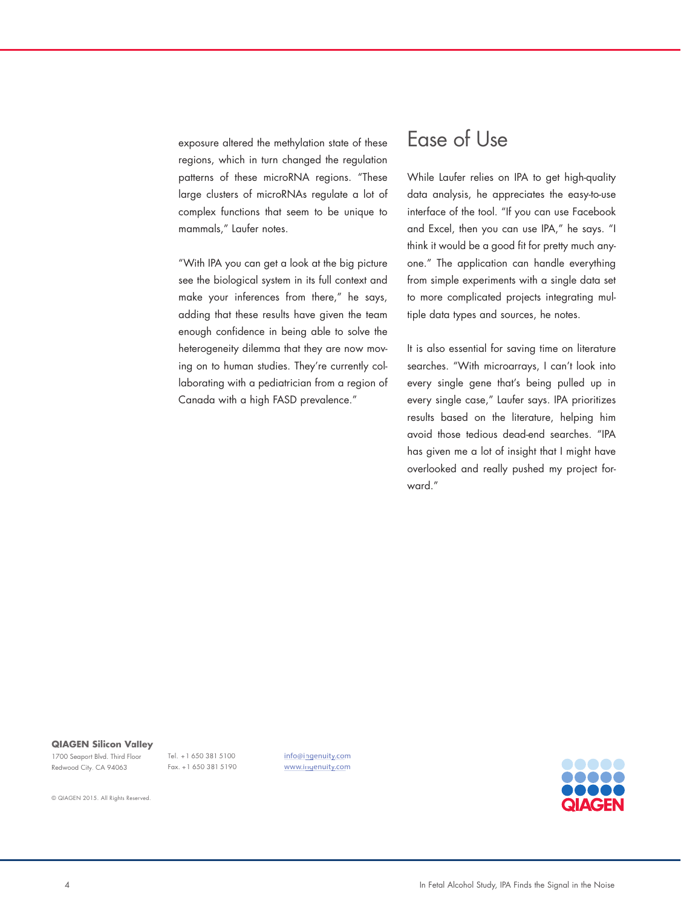exposure altered the methylation state of these regions, which in turn changed the regulation patterns of these microRNA regions. "These large clusters of microRNAs regulate a lot of complex functions that seem to be unique to mammals," Laufer notes.

"With IPA you can get a look at the big picture see the biological system in its full context and make your inferences from there," he says, adding that these results have given the team enough confidence in being able to solve the heterogeneity dilemma that they are now moving on to human studies. They're currently collaborating with a pediatrician from a region of Canada with a high FASD prevalence."

## Ease of Use

While Laufer relies on IPA to get high-quality data analysis, he appreciates the easy-to-use interface of the tool. "If you can use Facebook and Excel, then you can use IPA," he says. "I think it would be a good fit for pretty much anyone." The application can handle everything from simple experiments with a single data set to more complicated projects integrating multiple data types and sources, he notes.

It is also essential for saving time on literature searches. "With microarrays, I can't look into every single gene that's being pulled up in every single case," Laufer says. IPA prioritizes results based on the literature, helping him avoid those tedious dead-end searches. "IPA has given me a lot of insight that I might have overlooked and really pushed my project forward."

**QIAGEN Silicon Valley**
1700 Seaport Blvd. Third Floor
Redwood City. CA 94063

Tel. +1 650 381 5100
Fax. +1 650 381 5190

info@ingenuity.com
www.ingenuity.com

© QIAGEN 2015. All Rights Reserved.

QIAGEN